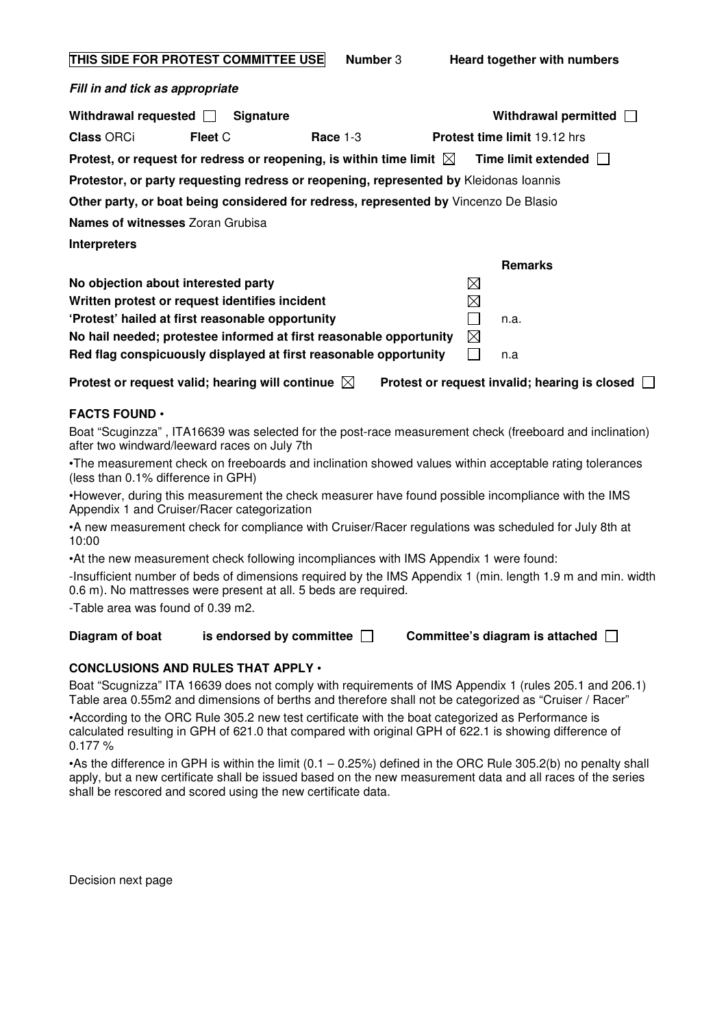**THIS SIDE FOR PROTEST COMMITTEE USE** **Number** 3 **Heard together with numbers**

***Fill in and tick as appropriate***

**Withdrawal requested** ☐ **Signature** **Withdrawal permitted** ☐

**Class** ORCi **Fleet** C **Race** 1-3 **Protest time limit** 19.12 hrs

**Protest, or request for redress or reopening, is within time limit** ☒ **Time limit extended** ☐

**Protestor, or party requesting redress or reopening, represented by** Kleidonas Ioannis

**Other party, or boat being considered for redress, represented by** Vincenzo De Blasio

**Names of witnesses** Zoran Grubisa

**Interpreters**

| | | **Remarks** |
|---|---|---|
| **No objection about interested party** | ☒ | |
| **Written protest or request identifies incident** | ☒ | |
| **'Protest' hailed at first reasonable opportunity** | ☐ | n.a. |
| **No hail needed; protestee informed at first reasonable opportunity** | ☒ | |
| **Red flag conspicuously displayed at first reasonable opportunity** | ☐ | n.a |

**Protest or request valid; hearing will continue** ☒ **Protest or request invalid; hearing is closed** ☐

**FACTS FOUND** •

Boat "Scuginzza" , ITA16639 was selected for the post-race measurement check (freeboard and inclination) after two windward/leeward races on July 7th

•The measurement check on freeboards and inclination showed values within acceptable rating tolerances (less than 0.1% difference in GPH)

•However, during this measurement the check measurer have found possible incompliance with the IMS Appendix 1 and Cruiser/Racer categorization

•A new measurement check for compliance with Cruiser/Racer regulations was scheduled for July 8th at 10:00

•At the new measurement check following incompliances with IMS Appendix 1 were found:

-Insufficient number of beds of dimensions required by the IMS Appendix 1 (min. length 1.9 m and min. width 0.6 m). No mattresses were present at all. 5 beds are required.

-Table area was found of 0.39 m2.

**Diagram of boat** **is endorsed by committee** ☐ **Committee's diagram is attached** ☐

**CONCLUSIONS AND RULES THAT APPLY** •

Boat "Scugnizza" ITA 16639 does not comply with requirements of IMS Appendix 1 (rules 205.1 and 206.1) Table area 0.55m2 and dimensions of berths and therefore shall not be categorized as "Cruiser / Racer"

•According to the ORC Rule 305.2 new test certificate with the boat categorized as Performance is calculated resulting in GPH of 621.0 that compared with original GPH of 622.1 is showing difference of 0.177 %

•As the difference in GPH is within the limit (0.1 – 0.25%) defined in the ORC Rule 305.2(b) no penalty shall apply, but a new certificate shall be issued based on the new measurement data and all races of the series shall be rescored and scored using the new certificate data.

Decision next page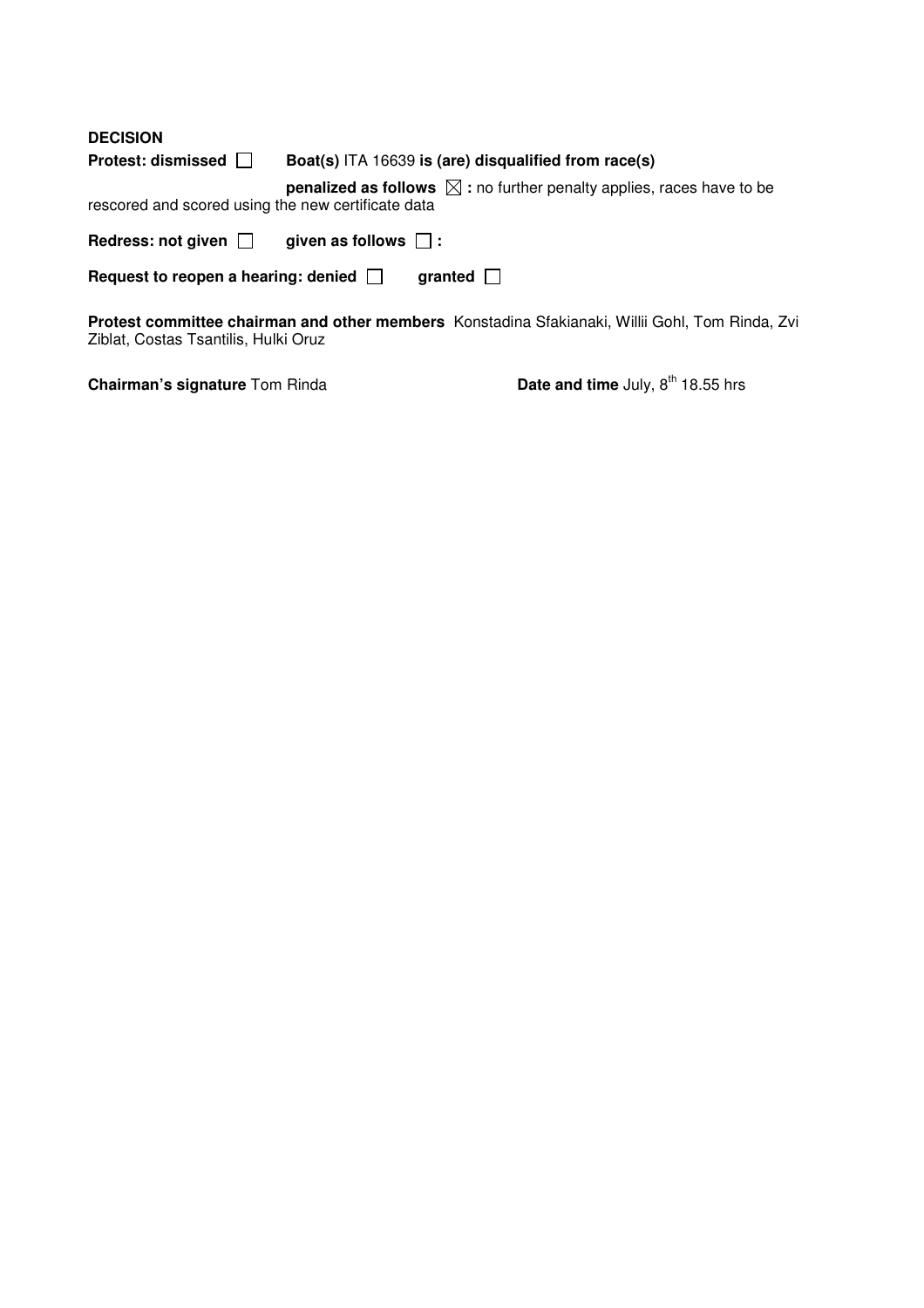**DECISION**

**Protest: dismissed** ☐ **Boat(s)** ITA 16639 **is (are) disqualified from race(s)**

**penalized as follows** ☒ **:** no further penalty applies, races have to be rescored and scored using the new certificate data

**Redress: not given** ☐ **given as follows** ☐ **:**

**Request to reopen a hearing: denied** ☐ **granted** ☐

**Protest committee chairman and other members** Konstadina Sfakianaki, Willii Gohl, Tom Rinda, Zvi Ziblat, Costas Tsantilis, Hulki Oruz

**Chairman's signature** Tom Rinda **Date and time** July, 8th 18.55 hrs